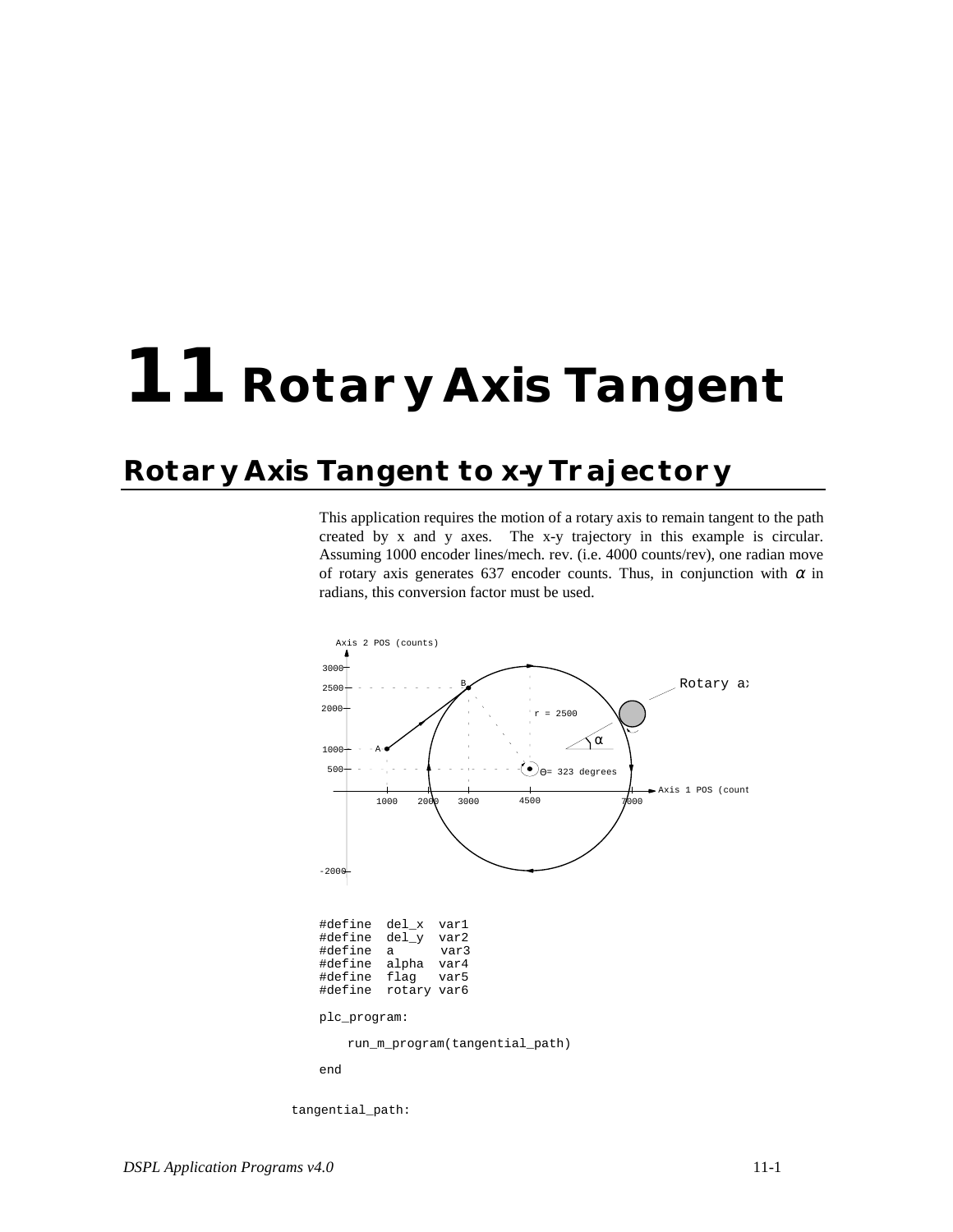# 11 Rotary Axis Tangent

## Rotary Axis Tangent to x-y Trajectory

This application requires the motion of a rotary axis to remain tangent to the path created by x and y axes. The x-y trajectory in this example is circular. Assuming 1000 encoder lines/mech. rev. (i.e. 4000 counts/rev), one radian move of rotary axis generates 637 encoder counts. Thus, in conjunction with $\alpha$ in radians, this conversion factor must be used.

```
#define  del_x  var1
#define  del_y  var2
#define  a      var3
#define  alpha  var4
#define  flag   var5
#define  rotary var6

plc_program:

    run_m_program(tangential_path)

end
```

```
tangential_path:
```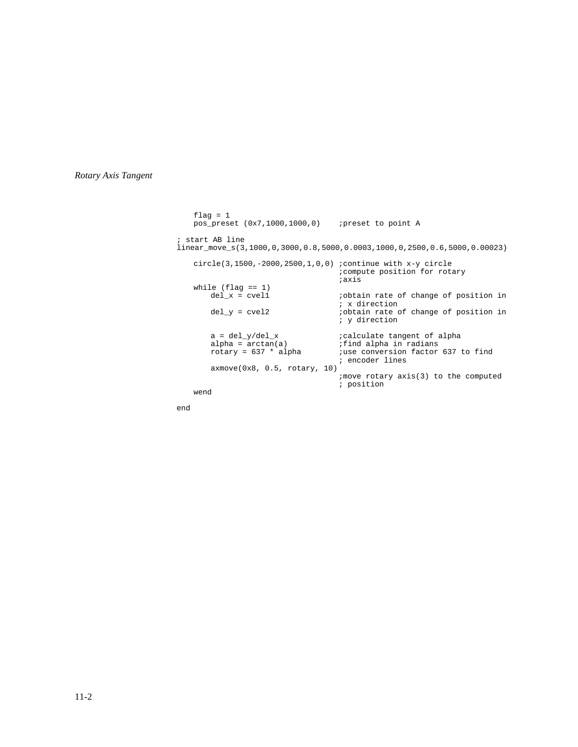```
    flag = 1
    pos_preset (0x7,1000,1000,0)    ;preset to point A

; start AB line
linear_move_s(3,1000,0,3000,0.8,5000,0.0003,1000,0,2500,0.6,5000,0.00023)

    circle(3,1500,-2000,2500,1,0,0) ;continue with x-y circle
                                    ;compute position for rotary
                                    ;axis
    while (flag == 1)
        del_x = cvel1               ;obtain rate of change of position in
                                    ; x direction
        del_y = cvel2               ;obtain rate of change of position in
                                    ; y direction

        a = del_y/del_x             ;calculate tangent of alpha
        alpha = arctan(a)           ;find alpha in radians
        rotary = 637 * alpha        ;use conversion factor 637 to find
                                    ; encoder lines
        axmove(0x8, 0.5, rotary, 10)
                                    ;move rotary axis(3) to the computed
                                    ; position
    wend

end
```